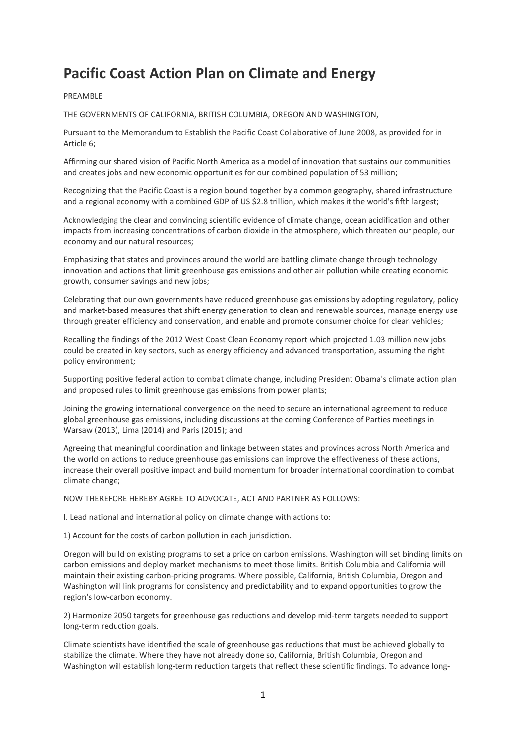# Pacific Coast Action Plan on Climate and Energy

PREAMBLE

THE GOVERNMENTS OF CALIFORNIA, BRITISH COLUMBIA, OREGON AND WASHINGTON,

Pursuant to the Memorandum to Establish the Pacific Coast Collaborative of June 2008, as provided for in Article 6;

Affirming our shared vision of Pacific North America as a model of innovation that sustains our communities and creates jobs and new economic opportunities for our combined population of 53 million;

Recognizing that the Pacific Coast is a region bound together by a common geography, shared infrastructure and a regional economy with a combined GDP of US $2.8 trillion, which makes it the world's fifth largest;

Acknowledging the clear and convincing scientific evidence of climate change, ocean acidification and other impacts from increasing concentrations of carbon dioxide in the atmosphere, which threaten our people, our economy and our natural resources;

Emphasizing that states and provinces around the world are battling climate change through technology innovation and actions that limit greenhouse gas emissions and other air pollution while creating economic growth, consumer savings and new jobs;

Celebrating that our own governments have reduced greenhouse gas emissions by adopting regulatory, policy and market-based measures that shift energy generation to clean and renewable sources, manage energy use through greater efficiency and conservation, and enable and promote consumer choice for clean vehicles;

Recalling the findings of the 2012 West Coast Clean Economy report which projected 1.03 million new jobs could be created in key sectors, such as energy efficiency and advanced transportation, assuming the right policy environment;

Supporting positive federal action to combat climate change, including President Obama's climate action plan and proposed rules to limit greenhouse gas emissions from power plants;

Joining the growing international convergence on the need to secure an international agreement to reduce global greenhouse gas emissions, including discussions at the coming Conference of Parties meetings in Warsaw (2013), Lima (2014) and Paris (2015); and

Agreeing that meaningful coordination and linkage between states and provinces across North America and the world on actions to reduce greenhouse gas emissions can improve the effectiveness of these actions, increase their overall positive impact and build momentum for broader international coordination to combat climate change;

NOW THEREFORE HEREBY AGREE TO ADVOCATE, ACT AND PARTNER AS FOLLOWS:

I. Lead national and international policy on climate change with actions to:

1) Account for the costs of carbon pollution in each jurisdiction.

Oregon will build on existing programs to set a price on carbon emissions. Washington will set binding limits on carbon emissions and deploy market mechanisms to meet those limits. British Columbia and California will maintain their existing carbon-pricing programs. Where possible, California, British Columbia, Oregon and Washington will link programs for consistency and predictability and to expand opportunities to grow the region's low-carbon economy.

2) Harmonize 2050 targets for greenhouse gas reductions and develop mid-term targets needed to support long-term reduction goals.

Climate scientists have identified the scale of greenhouse gas reductions that must be achieved globally to stabilize the climate. Where they have not already done so, California, British Columbia, Oregon and Washington will establish long-term reduction targets that reflect these scientific findings. To advance long-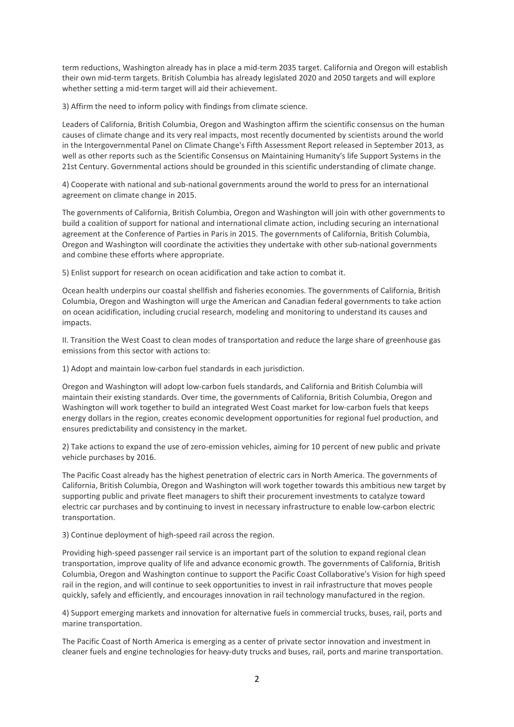term reductions, Washington already has in place a mid-term 2035 target. California and Oregon will establish their own mid-term targets. British Columbia has already legislated 2020 and 2050 targets and will explore whether setting a mid-term target will aid their achievement.

3) Affirm the need to inform policy with findings from climate science.

Leaders of California, British Columbia, Oregon and Washington affirm the scientific consensus on the human causes of climate change and its very real impacts, most recently documented by scientists around the world in the Intergovernmental Panel on Climate Change's Fifth Assessment Report released in September 2013, as well as other reports such as the Scientific Consensus on Maintaining Humanity's life Support Systems in the 21st Century. Governmental actions should be grounded in this scientific understanding of climate change.

4) Cooperate with national and sub-national governments around the world to press for an international agreement on climate change in 2015.

The governments of California, British Columbia, Oregon and Washington will join with other governments to build a coalition of support for national and international climate action, including securing an international agreement at the Conference of Parties in Paris in 2015. The governments of California, British Columbia, Oregon and Washington will coordinate the activities they undertake with other sub-national governments and combine these efforts where appropriate.

5) Enlist support for research on ocean acidification and take action to combat it.

Ocean health underpins our coastal shellfish and fisheries economies. The governments of California, British Columbia, Oregon and Washington will urge the American and Canadian federal governments to take action on ocean acidification, including crucial research, modeling and monitoring to understand its causes and impacts.

II. Transition the West Coast to clean modes of transportation and reduce the large share of greenhouse gas emissions from this sector with actions to:

1) Adopt and maintain low-carbon fuel standards in each jurisdiction.

Oregon and Washington will adopt low-carbon fuels standards, and California and British Columbia will maintain their existing standards. Over time, the governments of California, British Columbia, Oregon and Washington will work together to build an integrated West Coast market for low-carbon fuels that keeps energy dollars in the region, creates economic development opportunities for regional fuel production, and ensures predictability and consistency in the market.

2) Take actions to expand the use of zero-emission vehicles, aiming for 10 percent of new public and private vehicle purchases by 2016.

The Pacific Coast already has the highest penetration of electric cars in North America. The governments of California, British Columbia, Oregon and Washington will work together towards this ambitious new target by supporting public and private fleet managers to shift their procurement investments to catalyze toward electric car purchases and by continuing to invest in necessary infrastructure to enable low-carbon electric transportation.

3) Continue deployment of high-speed rail across the region.

Providing high-speed passenger rail service is an important part of the solution to expand regional clean transportation, improve quality of life and advance economic growth. The governments of California, British Columbia, Oregon and Washington continue to support the Pacific Coast Collaborative's Vision for high speed rail in the region, and will continue to seek opportunities to invest in rail infrastructure that moves people quickly, safely and efficiently, and encourages innovation in rail technology manufactured in the region.

4) Support emerging markets and innovation for alternative fuels in commercial trucks, buses, rail, ports and marine transportation.

The Pacific Coast of North America is emerging as a center of private sector innovation and investment in cleaner fuels and engine technologies for heavy-duty trucks and buses, rail, ports and marine transportation.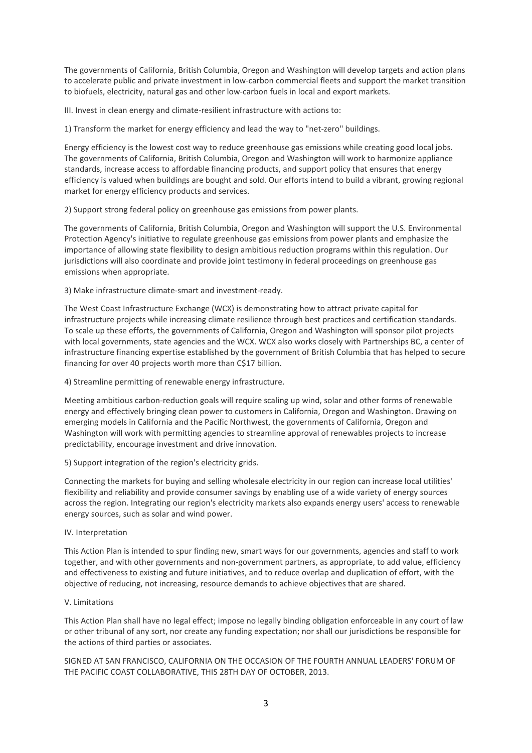The governments of California, British Columbia, Oregon and Washington will develop targets and action plans to accelerate public and private investment in low-carbon commercial fleets and support the market transition to biofuels, electricity, natural gas and other low-carbon fuels in local and export markets.

## III. Invest in clean energy and climate-resilient infrastructure with actions to:

### 1) Transform the market for energy efficiency and lead the way to "net-zero" buildings.

Energy efficiency is the lowest cost way to reduce greenhouse gas emissions while creating good local jobs. The governments of California, British Columbia, Oregon and Washington will work to harmonize appliance standards, increase access to affordable financing products, and support policy that ensures that energy efficiency is valued when buildings are bought and sold. Our efforts intend to build a vibrant, growing regional market for energy efficiency products and services.

### 2) Support strong federal policy on greenhouse gas emissions from power plants.

The governments of California, British Columbia, Oregon and Washington will support the U.S. Environmental Protection Agency's initiative to regulate greenhouse gas emissions from power plants and emphasize the importance of allowing state flexibility to design ambitious reduction programs within this regulation. Our jurisdictions will also coordinate and provide joint testimony in federal proceedings on greenhouse gas emissions when appropriate.

### 3) Make infrastructure climate-smart and investment-ready.

The West Coast Infrastructure Exchange (WCX) is demonstrating how to attract private capital for infrastructure projects while increasing climate resilience through best practices and certification standards. To scale up these efforts, the governments of California, Oregon and Washington will sponsor pilot projects with local governments, state agencies and the WCX. WCX also works closely with Partnerships BC, a center of infrastructure financing expertise established by the government of British Columbia that has helped to secure financing for over 40 projects worth more than C$17 billion.

### 4) Streamline permitting of renewable energy infrastructure.

Meeting ambitious carbon-reduction goals will require scaling up wind, solar and other forms of renewable energy and effectively bringing clean power to customers in California, Oregon and Washington. Drawing on emerging models in California and the Pacific Northwest, the governments of California, Oregon and Washington will work with permitting agencies to streamline approval of renewables projects to increase predictability, encourage investment and drive innovation.

### 5) Support integration of the region's electricity grids.

Connecting the markets for buying and selling wholesale electricity in our region can increase local utilities' flexibility and reliability and provide consumer savings by enabling use of a wide variety of energy sources across the region. Integrating our region's electricity markets also expands energy users' access to renewable energy sources, such as solar and wind power.

## IV. Interpretation

This Action Plan is intended to spur finding new, smart ways for our governments, agencies and staff to work together, and with other governments and non-government partners, as appropriate, to add value, efficiency and effectiveness to existing and future initiatives, and to reduce overlap and duplication of effort, with the objective of reducing, not increasing, resource demands to achieve objectives that are shared.

## V. Limitations

This Action Plan shall have no legal effect; impose no legally binding obligation enforceable in any court of law or other tribunal of any sort, nor create any funding expectation; nor shall our jurisdictions be responsible for the actions of third parties or associates.

SIGNED AT SAN FRANCISCO, CALIFORNIA ON THE OCCASION OF THE FOURTH ANNUAL LEADERS' FORUM OF THE PACIFIC COAST COLLABORATIVE, THIS 28TH DAY OF OCTOBER, 2013.